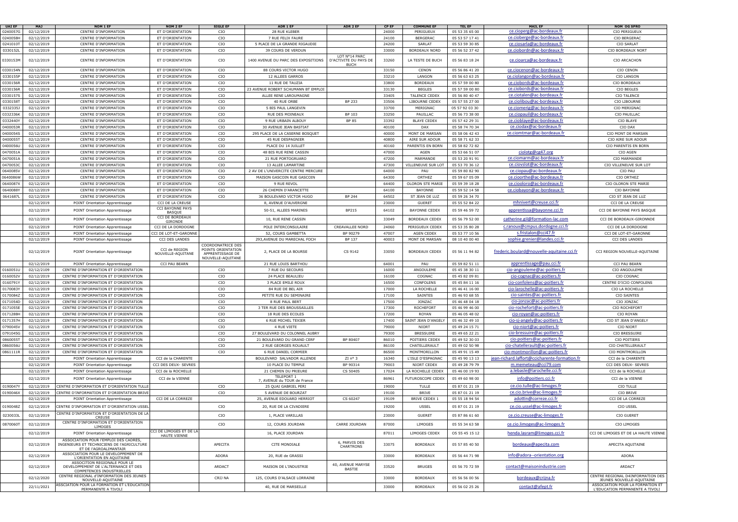| UAI EF | MAJ | NOM 1 EF | NOM 2 EF | SIGLE EF | ADR 1 EF | ADR 2 EF | CP EF | COMMUNE EF | TEL EF | MAIL EF | NOM OG SPRO |
|---|---|---|---|---|---|---|---|---|---|---|---|
| 0240057G | 02/12/2019 | CENTRE D'INFORMATION | ET D'ORIENTATION | CIO | 28 RUE KLEBER | | 24000 | PERIGUEUX | 05 53 35 65 00 | ce.cioperg@ac-bordeaux.fr | CIO PERIGUEUX |
| 0240058H | 02/12/2019 | CENTRE D'INFORMATION | ET D'ORIENTATION | CIO | 7 RUE FELIX FAURE | | 24100 | BERGERAC | 05 53 57 17 41 | ce.cioberge@ac-bordeaux.fr | CIO BERGERAC |
| 0241010T | 02/12/2019 | CENTRE D'INFORMATION | ET D'ORIENTATION | CIO | 5 PLACE DE LA GRANDE RIGAUDIE | | 24200 | SARLAT | 05 53 59 30 85 | ce.ciosarla@ac-bordeaux.fr | CIO SARLAT |
| 0330152L | 02/12/2019 | CENTRE D'INFORMATION | ET D'ORIENTATION | CIO | 39 COURS DE VERDUN | | 33000 | BORDEAUX NORD | 05 56 52 37 42 | ce.ciobordn@ac-bordeaux.fr | CIO BORDEAUX NORT |
| 0330153M | 02/12/2019 | CENTRE D'INFORMATION | ET D'ORIENTATION | CIO | 1400 AVENUE DU PARC DES EXPOSITIONS | LOT N°14 PARC D'ACTIVITE DU PAYS DE BUCH | 33260 | LA TESTE DE BUCH | 05 56 83 18 24 | ce.cioarca@ac-bordeaux.fr | CIO ARCACHON |
| 0330154N | 02/12/2019 | CENTRE D'INFORMATION | ET D'ORIENTATION | CIO | 88 COURS VICTOR HUGO | | 33150 | CENON | 05 56 86 41 20 | ce.ciocenon@ac-bordeaux.fr | CIO CENON |
| 0330155P | 02/12/2019 | CENTRE D'INFORMATION | ET D'ORIENTATION | CIO | 12 ALLEES GARROS | | 33210 | LANGON | 05 56 63 63 25 | ce.ciolangon@ac-bordeaux.fr | CIO LANGON |
| 0330156R | 02/12/2019 | CENTRE D'INFORMATION | ET D'ORIENTATION | CIO | 11 RUE DE TAUZIA | | 33800 | BORDEAUX | 05 57 59 00 80 | ce.ciobords@ac-bordeaux.fr | CIO BORDEAUX |
| 0330156R | 02/12/2019 | CENTRE D'INFORMATION | ET D'ORIENTATION | CIO | 23 AVENUE ROBERT SCHUMANN BT EMPLOI | | 33130 | BEGLES | 05 57 59 00 80 | ce.ciobords@ac-bordeaux.fr | CIO BEGLES |
| 0330157S | 02/12/2019 | CENTRE D'INFORMATION | ET D'ORIENTATION | CIO | ALLEE RENE LAROUMAGNE | | 33405 | TALENCE CEDEX | 05 56 80 40 47 | ce.ciotalen@ac-bordeaux.fr | CIO TALENCE |
| 0330158T | 02/12/2019 | CENTRE D'INFORMATION | ET D'ORIENTATION | CIO | 40 RUE ORBE | BP 233 | 33506 | LIBOURNE CEDEX | 05 57 55 27 00 | ce.ciolibou@ac-bordeaux.fr | CIO LIBOURNE |
| 0332335J | 02/12/2019 | CENTRE D'INFORMATION | ET D'ORIENTATION | CIO | 5 BIS PAUL LANGEVIN | | 33700 | MERIGNAC | 05 57 92 03 30 | ce.ciomerig@ac-bordeaux.fr | CIO MERIGNAC |
| 0332336K | 02/12/2019 | CENTRE D'INFORMATION | ET D'ORIENTATION | CIO | RUE DES MOINEAUX | BP 103 | 33250 | PAUILLAC | 05 56 73 38 00 | ce.ciopauil@ac-bordeaux.fr | CIO PAUILLAC |
| 0332440Y | 02/12/2019 | CENTRE D'INFORMATION | ET D'ORIENTATION | CIO | 9 RUE URBAIN ALBOUY | BP 85 | 33392 | BLAYE CEDEX | 05 57 42 29 31 | ce.cioblaye@ac-bordeaux.fr | CIO BLAYE |
| 0400053R | 02/12/2019 | CENTRE D'INFORMATION | ET D'ORIENTATION | CIO | 30 AVENUE JEAN BASTIAT | | 40100 | DAX | 05 58 74 70 34 | ce.ciodax@ac-bordeaux.fr | CIO DAX |
| 0400054S | 02/12/2019 | CENTRE D'INFORMATION | ET D'ORIENTATION | CIO | 295 PLACE DE LA CASERNE BOSQUET | | 40000 | MONT DE MARSAN | 05 58 06 42 43 | ce.ciomtmar@ac-bordeaux.fr | CIO MONT DE MARSAN |
| 0400055T | 02/12/2019 | CENTRE D'INFORMATION | ET D'ORIENTATION | CIO | 45 RUE DESPAGNIER | | 40800 | AIRE SUR ADOUR | 05 58 71 62 33 | | CIO AIRE SUR ADOUR |
| 0400056U | 02/12/2019 | CENTRE D'INFORMATION | ET D'ORIENTATION | CIO | PLACE DU 14 JUILLET | | 40160 | PARENTIS EN BORN | 05 58 82 72 82 | | CIO PARENTIS EN BORN |
| 0470051A | 02/12/2019 | CENTRE D'INFORMATION | ET D'ORIENTATION | CIO | 48 BIS RUE RENE CASSIN | | 47000 | AGEN | 05 53 66 51 07 | ciolotg@cg47.org | CIO AGEN |
| 0470051A | 02/12/2019 | CENTRE D'INFORMATION | ET D'ORIENTATION | CIO | 21 RUE PORTOGRUARO | | 47200 | MARMANDE | 05 53 20 91 91 | ce.ciomarm@ac-bordeaux.fr | CIO MARMANDE |
| 0470053C | 02/12/2019 | CENTRE D'INFORMATION | ET D'ORIENTATION | CIO | 13 ALLEE LAMARTINE | | 47300 | VILLENEUVE SUR LOT | 05 53 70 36 12 | ce.ciovslot@ac-bordeaux.fr | CIO VILLENEUVE SUR LOT |
| 0640085V | 02/12/2019 | CENTRE D'INFORMATION | ET D'ORIENTATION | CIO | 2 AV DE L'UNIVERCITE CENTRE MERCURE | | 64000 | PAU | 05 59 80 82 90 | ce.ciopau@ac-bordeaux.fr | CIO PAU |
| 0640086W | 02/12/2019 | CENTRE D'INFORMATION | ET D'ORIENTATION | CIO | MAISON GASCOIN RUE GASCOIN | | 64300 | ORTHEZ | 05 59 67 05 09 | ce.cioorthe@ac-bordeaux.fr | CIO ORTHEZ |
| 0640087X | 02/12/2019 | CENTRE D'INFORMATION | ET D'ORIENTATION | CIO | 9 RUE REVOL | | 64400 | OLORON STE MARIE | 05 59 39 18 28 | ce.cioolоro@ac-bordeaux.fr | CIO OLORON STE MARIE |
| 0640088Y | 02/12/2019 | CENTRE D'INFORMATION | ET D'ORIENTATION | CIO | 26 CHEMIN D'ARANCETTE | | 64100 | BAYONNE | 05 59 52 14 58 | ce.ciobayon@ac-bordeaux.fr | CIO BAYONNE |
| 0641687L | 02/12/2019 | CENTRE D'INFORMATION | ET D'ORIENTATION | CIO | 36 BOULEVARD VICTOR HUGO | BP 244 | 64502 | ST JEAN DE LUZ | 05 59 26 34 70 | | CIO ST JEAN DE LUZ |
| | 02/12/2019 | POINT Orientation Apprentissage | CCI DE LA CREUSE | | 8, AVENUE D'AUVERGNE | | 23000 | GUERET | 05 55 52 84 22 | mhnivert@creuse.cci.fr | CCI DE LA CREUSE |
| | 02/12/2019 | POINT Orientation Apprentissage | CCI BAYONNE PAYS BASQUE | | 50-51, ALLEES MARINES | BP215 | 64102 | BAYONNE CEDEX | 05 59 46 59 72 | apprentissa@bayonne.cci.fr | CCI DE BAYONNE PAYS BASQUE |
| | 02/12/2019 | POINT Orientation Apprentissage | CCI DE BORDEAUX GIRONDE | | 10, RUE RENE CASSIN | | 33049 | BORDEAUX CEDEX | 05 56 79 52 00 | catherine.gil@formation-lac.com | CCI DE BORDEAUX-GIRONNDE |
| | 02/12/2019 | POINT Orientation Apprentissage | CCI DE LA DORDOGNE | | POLE INTERCONSULAIRE | CREAVALLEE NORD | 24060 | PERIGUEUX CEDEX | 05 53 35 80 28 | c.ranoux@cmpus.dordogne.cci.fr | CCI DE LA DORDOGNE |
| | 02/12/2019 | POINT Orientation Apprentissage | CCI DE LOT-ET-GARONNE | | 52, COURS GAMBETTA | BP 90279 | 47007 | AGEN CEDEX | 05 53 77 10 56 | s.fristalon@cci47.fr | CCI DE LOT-ET-GARONNE |
| | 02/12/2019 | POINT Orientation Apprentissage | CCI DES LANDES | | 293,AVENUE DU MARECHAL FOCH | BP 137 | 40003 | MONT DE MARSAN | 08 10 40 00 40 | sophie.grenier@landes.cci.fr | CCI DES LANDES |
| | 02/12/2019 | POINT Orientation Apprentissage | CCI de REGION NOUVELLE-AQUITAINE | COORDONATRICE DES POINTS ORIENTATION APPRENTISSAGE DE NOUVELLE-AQUITAINE | 2, PLACE DE LA BOURSE | CS 9142 | 33050 | BORDEAUX CEDEX | 05 56 11 94 82 | frederic.boulard@nouvelle-aquitaine.cci.fr | CCI REGION NOUVELLE-AQUITAINE |
| | 02/12/2019 | POINT Orientation Apprentissage | CCI PAU BEARN | | 21 RUE LOUIS BARTHOU | | 64001 | PAU | 05 59 82 51 11 | apprentissage@pau.cci.fr | CCI PAU BEARN |
| 0160051U | 02/12/2109 | CENTRE D'INFORMATION ET D'ORIENTATION | | CIO | 7 RUE DU SECOURS | | 16000 | ANGOULEME | 05 45 38 30 11 | cio-angouleme@ac-poitiers.fr | CIO ANGOULEME |
| 0160052V | 02/12/2019 | CENTRE D'INFORMATION ET D'ORIENTATION | | CIO | 24 PLACE BEAULIEU | | 16100 | COGNAC | 05 45 82 09 81 | cio-cognac@ac-poitiers.fr | CIO COGNAC |
| 0160791Y | 02/12/2019 | CENTRE D'INFORMATION ET D'ORIENTATION | | CIO | 3 PLACE EMILE ROUX | | 16500 | CONFOLENS | 05 45 84 11 16 | cio-confolens@ac-poitiers.fr | CENTRE D'CIO CONFOLENS |
| 0170083Y | 02/12/2019 | CENTRE D'INFORMATION ET D'ORIENTATION | | CIO | 84 RUE DE BEL AIR | | 17000 | LA ROCHELLE | 05 46 41 16 00 | cio-larochelle@ac-poitiers.fr | CIO LA ROCHELLE |
| 0170084Z | 02/12/2019 | CENTRE D'INFORMATION ET D'ORIENTATION | | CIO | PETITE RUE DU SEMINAIRE | | 17100 | SAINTES | 05 46 93 68 55 | cio-saintes@ac-poitiers.fr | CIO SAINTES |
| 0171054D | 02/12/2019 | CENTRE D'INFORMATION ET D'ORIENTATION | | CIO | 8 RUE PAUL BERT | | 17500 | JONZAC | 05 46 48 04 18 | cio-jonzac@ac-poitiers.fr | CIO JONZAC |
| 0171055E | 02/12/2019 | CENTRE D'INFORMATION ET D'ORIENTATION | | CIO | 3 TER RUE DES BROUSSAILLES | | 17300 | ROCHEFORT | 05 46 99 46 00 | cio-rochefort@ac-poitiers.fr | CIO ROCHEFORT |
| 0171288H | 02/12/2019 | CENTRE D'INFORMATION ET D'ORIENTATION | | CIO | 18 RUE DES ECOLES | | 17200 | ROYAN | 05 46 05 48 02 | cio-royan@ac-poitiers.fr | CIO ROYAN |
| 0171357H | 02/12/2019 | CENTRE D'INFORMATION ET D'ORIENTATION | | CIO | 6 RUE MICHEL TEXIER | | 17400 | SAINT JEAN D'ANGELY | 05 46 32 49 10 | cio-sj-angely@ac-poitiers.fr | CIO ST JEAN D'ANGELY |
| 0790045V | 02/12/2019 | CENTRE D'INFORMATION ET D'ORIENTATION | | CIO | 4 RUE VIETE | | 79000 | NIORT | 05 49 24 15 71 | cio-niort@ac-poitiers.fr | CIO NIORT |
| 0791045G | 02/12/2019 | CENTRE D'INFORMATION ET D'ORIENTATION | | CIO | 27 BOULEVARD DU COLONNEL AUBRY | | 79300 | BRESSUIRE | 05 49 65 22 21 | cio-bressuire@ac-poitiers.fr | CIO BRESSUIRE |
| 0860055T | 02/12/2019 | CENTRE D'INFORMATION ET D'ORIENTATION | | CIO | 21 BOULEVARD DU GRAND CERF | BP 80407 | 86010 | POITIERS CEDEX | 05 49 52 30 03 | cio-poitiers@ac-poitiers.fr | CIO POITIERS |
| 0860056U | 02/12/2019 | CENTRE D'INFORMATION ET D'ORIENTATION | | CIO | 2 RUE GEORGES ROUAULT | | 86100 | CHATELLERAULT | 05 49 02 50 98 | cio-chatellerault@ac-poitiers.fr | CIO CHATELLERAULT |
| 0861111R | 02/12/2019 | CENTRE D'INFORMATION ET D'ORIENTATION | | CIO | 6 RUE DANIEL CORMIER | | 86500 | MONTMORILLON | 05 49 91 15 49 | cio-montmorillon@ac-poitiers.fr | CIO MONTMORILLON |
| | 02/12/2019 | POINT Orientation Apprentissage | CCI de la CHARENTE | | BOULEVARD SALVADOR ALLENDE | ZI n° 3 | 16340 | L'ISLE D'ESPAGNAC | 05 45 90 13 13 | jean-richard.laffort@cci charente-formation.fr | CCI de la CHARENTE |
| | 02/12/2019 | POINT Orientation Apprentissage | CCI DES DEUX- SEVRES | | 10 PLACE DU TEMPLE | BP 90314 | 79003 | NIORT CEDEX | 05 49 28 79 79 | m.memeteau@cci79.com | CCI DES DEUX- SEVRES |
| | 02/12/2019 | POINT Orientation Apprentissage | CCI de la ROCHELLE | | 21 CHEMIN DU PRIEURE | CS 50405 | 17024 | LA ROCHELLE CEDEX | 05 46 00 19 93 | a.lebasle@larochelle.cci.fr | CCI de la ROCHELLE |
| | 02/12/2019 | POINT Orientation Apprentissage | CCI de la VIENNE | | TELEPORT 1 7, AVENUE du TOUR de France | | 86961 | FUTUROSCOPE CEDEX | 05 49 60 98 00 | info@poitiers.cci.fr | CCI de la VIENNE |
| 0190047Y | 02/12/2019 | CENTRE D'INFORMATION ET D'ORIENTATION TULLE | | CIO | 25 QUAI GABRIEL PERI | | 19000 | TULLE | 05 87 01 21 19 | ce.cio.tulle@ac-limoges.fr | CIO TULLE |
| 0190046X | 02/12/2019 | CENTRE D'INFORMATION ET D'ORIENTATION BRIVE | | CIO | 5 AVENUE DE BOURZAT | | 19100 | BRIVE | 05 87 01 21 19 | ce.cio.brive@ac-limoges.fr | CIO BRIVE |
| | 02/12/2019 | POINT Orientation Apprentissage | CCI DE LA CORREZE | | 25, AVENUE EDOUARD HERRIOT | CS 60247 | 19109 | BRIVE CEDEX 1 | 05 55 18 94 54 | adottin@correze.cci.fr | CCI DE LA CORREZE |
| 0190048Z | 02/12/2019 | CENTRE D'INFORMATION ET D'ORIENTATION USSEL | | CIO | 20, RUE DE LA CIVADIERE | | 19200 | USSEL | 05 87 01 21 19 | ce.cio.ussel@ac-limoges.fr | CIO USSEL |
| 0230033L | 02/12/2019 | CENTRE D'INFORMATION ET D'ORIENTATION DE LA CREUSE | | CIO | 1, PLACE VARILLAS | | 23000 | GUERET | 05 87 86 61 60 | ce.cio.creuse@ac-limoges.fr | CIO GUERET |
| 0870060T | 02/12/2019 | CENTRE D'INFORMATION ET D'ORIENTATION LIMOGES | | CIO | 12, COURS JOURDAN | CARRE JOURDAN | 87000 | LIMOGES | 05 55 34 63 58 | ce.cio.limoges@ac-limoges.fr | CIO LIMOGES |
| | 02/12/2019 | POINT Orientation Apprentissage | CCI DE LIMOGES ET DE LA HAUTE VIENNE | | 16, PLACE JOURDAN | | 87011 | LIMOGES CEDEX | O5 55 45 15 12 | henda.lasram@limoges.cci.fr | CCI DE LIMOGES ET DE LA HAUTE VIENNE |
| | 02/12/2019 | ASSOCIATION POUR l'EMPLOI DES CADRES, INGENIEURS ET TECHNICIENS DE l'AGRICULTURE ET DE l'AGROALIMANTAIR | | APECITA | CITE MONDIALE | 6, PARVIS DES CHARTRONS | 33075 | BORDEAUX | 05 57 85 40 50 | bordeaux@apecita.com | APECITA AQUITAINE |
| | 02/12/2019 | ASSOCIATION POUR LE DEVELOPPEMENT DE L'ORIENTATION EN AQUITAINE | | ADORA | 20, RUE de GRASSI | | 33000 | BORDEAUX | 05 56 44 71 98 | info@adora--orientation.org | ADORA |
| | 02/12/2019 | ASSOCITION REGIONALE POUR LE DEVELOPPEMENT DE L'ALTERNANCE ET DES COMPETENCES INDUSTRIELLES | | ARDACT | MAISON DE L'INDUSTRIE | 40, AVENUE MARYSE BASTIE | 33520 | BRUGES | 05 56 70 72 59 | contact@maisonindustrie.com | ARDACT |
| | 02/12/2020 | CENTRE REGIONAL d'INFORMATION DES JEUNES NOUVELLE-AQUITAINE | | CRIJ NA | 125, COURS D'ALSACE LORRAINE | | 33000 | BORDEAUX | 05 56 56 00 56 | bordeaux@crijna.fr | CENTRE REGIONAL D4INFORMATION DES JEUNES NOUVELLE-AQUITAINE |
| | 22/11/2021 | ASSCIATION POUR LA FORMATION ET L'EDUCATION PERMANENTE A TIVOLI | | | 40, RUE DE MARSEILLE | | 33000 | BORDEAUX | 05 56 02 25 26 | contact@afept.fr | ASSOCIATION POUR LA FORMATION ET L'EDUCATION PERMANENTE A TIVOLI |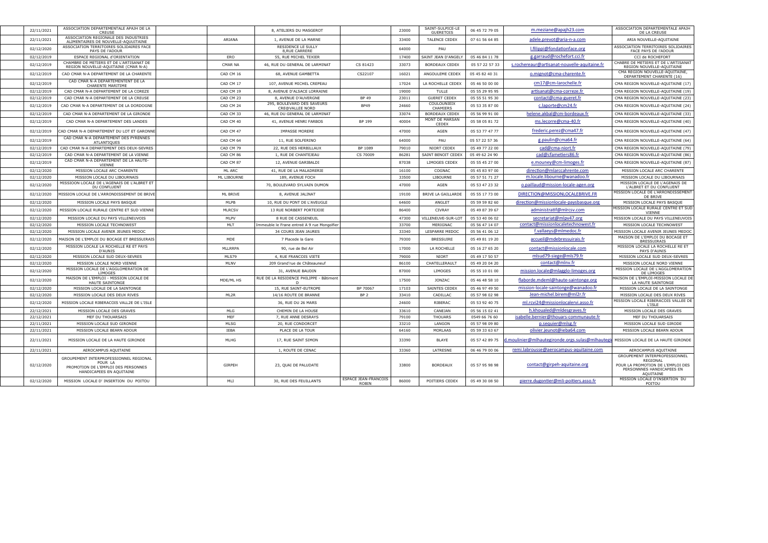| | | | | | | | | | | |
|---|---|---|---|---|---|---|---|---|---|---|
| 22/11/2021 | ASSOCIATION DEPARTEMENTALE APAJH DE LA CREUSE | | | 8, ATELIERS DU MASGEROT | | 23000 | SAINT-SULPICE-LE GUERETOIS | 06 45 72 79 05 | m.meziane@apajh23.com | ASSOCIATION DEPARTEMENTALE APAJH DE LA CREUSE |
| 22/11/2021 | ASSOCIATION REGIONALE DES INDUSTRIES ALIMENTAIRES DE NOUVELLE-AQUITAINE | | ARIANA | 1, AVENUE DE LA MARNE | | 33400 | TALENCE CEDEX | 07 61 56 64 85 | adele.prevot@aria-n-a.com | ARIA NOUVELLE-AQUITAINE |
| 02/12/2020 | ASSOCIATION TERRITOIRES SOLIDAIRES FACE PAYS DE l'ADOUR | | | RESIDENCE LE SULLY 8,RUE CARRERE | | 64000 | PAU | | l.filippi@fondationface.org | ASSOCIATION TERRITOIRES SOLIDAIRES FACE PAYS DE l'ADOUR |
| 02/12/2019 | ESPACE REGIONAL d'ORIENTATION | | ERO | 55, RUE MICHEL TEXIER | | 17400 | SAINT JEAN D'ANGELY | 05 46 84 11 78 | g.garraud@rochefort.cci.fr | CCI de ROCHEFORT |
| 02/12/2019 | CHAMBRE DE METIERS ET DE L'ARTISANAT DE REGION NOUVELLE-AQUITAINE (CMAR N-A) | | CMAR NA | 46, RUE DU GENERAL DE LARMINAT | CS 81423 | 33073 | BORDEAUX CEDEX | 05 57 22 57 33 | s.rochereau@artisanat-nouvelle-aquitaine.fr | CHABRE DE METIERS ET DE L'ARTISANAT REGION NOUVELLE-AQUITAINE |
| 02/12/2019 | CAD CMAR N-A DEPARTEMENT DE LA CHARENTE | | CAD CM 16 | 68, AVENUE GAMBETTA | CS22107 | 16021 | ANGOULEME CEDEX | 05 45 82 40 31 | o.mignot@cma-charente.fr | CMA REGION NOUVELLE-AQUITAINE, DEPARTEMENT CHARENTE (16) |
| 02/12/2019 | CAD CMAR N-A DEPARTEMENTENT DE LA CHARENTE MARITIME | | CAD CM 17 | 107, AVENUE MICHEL CREPEAU | | 17024 | LA ROCHELLE CEDEX | 05 46 50 00 00 | cm17@cm-larochelle.fr | CMA REGION NOUVELLE-AQUITAINE (17) |
| 02/12/2019 | CAD CMAR N-A DEPARTEMENT DE LA COREZE | | CAD CM 19 | 8, AVENUE D'ALSACE LORRAINE | | 19000 | TULLE | 05 55 29 95 95 | artisanat@cma-correze.fr | CMA REGION NOUVELLE-AQUITAINE (19) |
| 02/12/2019 | CAD CMAR N-A DEPARTEMENT DE LA CREUSE | | CAD CM 23 | 8, AVENUE D'AUVERGNE | BP 49 | 23011 | GUERET CEDEX | 05 55 51 95 30 | contact@cma-gueret.fr | CMA REGION NOUVELLE-AQUITAINE (23) |
| 02/12/2019 | CAD CMAR N-A DEPARTEMENT DE LA DORDOGNE | | CAD CM 24 | 295, BOULEVARD DES SAVEURS CRE@VALLEE NORD | BP49 | 24660 | COULOUNIEIX CHAMIERS | 05 53 35 87 00 | c.laporte@cm24.fr | CMA REGION NOUVELLE-AQUITAINE (24) |
| 02/12/2019 | CAD CMAR N-A DEPARTEMENT DE LA GIRONDE | | CAD CM 33 | 46, RUE DU GENERAL DE LARMINAT | | 33074 | BORDEAUX CEDEX | 05 56 99 91 00 | helene.akbal@cm-bordeaux.fr | CMA REGION NOUVELLE-AQUITAINE (33) |
| 02/12/2019 | CAD CMAR N-A DEPARTEMENT DES LANDES | | CAD CM 40 | 41, AVENUE HENRI FARBOS | BP 199 | 40004 | MONT DE MARSAN CEDEX | 05 58 05 81 72 | ms.lecorre@cma-40.fr | CMA REGION NOUVELLE-AQUITAINE (40) |
| 02/12/2019 | CAD CMAR N-A DEPARTEMENT DU LOT ET GARONNE | | CAD CM 47 | IMPASSE MORERE | | 47000 | AGEN | 05 53 77 47 77 | frederic.perez@cma47.fr | CMA REGION NOUVELLE-AQUITAINE (47) |
| 02/12/2019 | CAD CMAR N-A DEPARTEMENT DES PYRENNES ATLANTIQUES | | CAD CM 64 | 11, RUE SOLFERINO | | 64000 | PAU | 05 57 22 57 36 | g.paulin@cma64.fr | CMA REGION NOUVELLE-AQUITAINE (64) |
| 02/12/2019 | CAD CMAR N-A DEPARTEMENT DES DEUX-SEVRES | | CAD CM 79 | 22, RUE DES HERBILLAUX | BP 1089 | 79010 | NIORT CEDEX | 05 49 77 22 00 | cad@cma-niort.fr | CMA REGION NOUVELLE-AQUITAINE (79) |
| 02/12/2019 | CAD CMAR N-A DEPARTEMENT DE LA VIENNE | | CAD CM 86 | 1, RUE DE CHANTEJEAU | CS 70009 | 86281 | SAINT BENOIT CEDEX | 05 49 62 24 90 | cad@cfametiers86.fr | CMA REGION NOUVELLE-AQUITAINE (86) |
| 02/12/2019 | CAD CMAR N-A DEPARTEMENT DE LA HAUTE-VIENNE | | CAD CM 87 | 12, AVENUE GARIBALDI | | 87038 | LIMOGES CEDEX | 05 55 45 27 00 | e.mouney@cm-limoges.fr | CMA REGION NOUVELLE-AQUITAINE (87) |
| 02/12/2020 | MISSION LOCALE ARC CHARENTE | | ML ARC | 41, RUE DE LA MALADRERIE | | 16100 | COGNAC | 05 45 83 97 00 | direction@mlarccahrente.com | MISSION LOCALE ARC CHARENTE |
| 02/12/2020 | MISSION LOCALE DU LIBOURNAIS | | ML LIBOURNE | 189, AVENUE FOCH | | 33500 | LIBOURNE | 05 57 51 71 27 | m.locale.libourne@wanadoo.fr | MISSION LOCALE DU LIBOURNAIS |
| 02/12/2020 | MISSIOON LOCALE DE L'AGENAIS DE L'ALBRET ET DU CONFLUENT | | | 70, BOULEVARD SYLVAIN DUMON | | 47000 | AGEN | 05 53 47 23 32 | o.paillaud@mission-locale-agen.org | MISSION LOCALE DE L'AGENAIS DE L'ALBRET ET DU CONFLUENT |
| 02/12/2020 | MISSION LOCALE DE L'ARRONDISSEMENT DE BRIVE | | ML BRIVE | 8, AVENUE JALINAT | | 19100 | BRIVE LA GAILLARDE | 05 55 17 73 00 | DIRECTION@MISSIONLOCALEBRIVE.FR | MISSION LOCALE DE L'ARRONDISSEMENT DE BRIVE |
| 02/12/2020 | MISSION LOCALE PAYS BASQUE | | MLPB | 10, RUE DU PONT DE L'AVEUGLE | | 64600 | ANGLET | 05 59 59 82 60 | direction@missionlocale-paysbasque.org | MISSION LOCALE PAYS BASQUE |
| 02/12/2020 | MISSION LOCALE RURALE CENTRE ET SUD VIENNE | | MLRCSV | 13 RUE NORBERT PORTEJOIE | | 86400 | CIVRAY | 05 49 87 39 67 | administratif@mlrcsv.com | MISSION LOCALE RURALE CENTRE ET SUD VIENNE |
| 02/12/2020 | MISSION LOCALE DU PAYS VILLENEUVOIS | | MLPV | 8 RUE DE CASSENEUIL | | 47300 | VILLENEUVE-SUR-LOT | 05 53 40 06 02 | secretariat@mlpv47.org | MISSION LOCALE DU PAYS VILLENEUVOIS |
| 02/12/2020 | MISSION LOCALE TECHNOWEST | | MLT | Immeuble le Frane entreé A 9 rue Mongolfier | | 33700 | MERIGNAC | 05 56 47 14 07 | contact@missionlocaletechnowest.fr | MISSION LOCALE TECHNOWEST |
| 02/12/2020 | MISSION LOCALE AVENIR JEUNES MEDOC | | | 34 COURS JEAN JAURES | | 33340 | LESPARRE MEDOC | 05 56 41 06 12 | f.vallaeys@mlmedoc.fr | MISSION LOCALE AVENIR JEUNES MEDOC |
| 02/12/2020 | MAISON DE L'EMPLOI DU BOCAGE ET BRESSUIRAIS | | MDE | 7 Placede la Gare | | 79300 | BRESSUIRE | 05 49 81 19 20 | accueil@mdebressuirais.fr | MAISON DE L'EMPLOI DU BOCAGE ET BRESSUIRAIS |
| 02/12/2020 | MISSION LOCALE LA ROCHELLE RE ET PAYS D'AUNIS | | MLLRRPA | 90, rue de Bel Air | | 17000 | LA ROCHELLE | 05 16 27 65 20 | contact@missionlocale.com | MISSION LOCALE LA ROCHELLE RE ET PAYS D'AUNIS |
| 02/12/2020 | MISSION LOCALE SUD DEUX-SEVRES | | MLS79 | 4, RUE FRANCOIS VIETE | | 79000 | NIORT | 05 49 17 50 57 | mlsud79-siege@mls79.fr | MISSION LOCALE SUD DEUX-SEVRES |
| 02/12/2020 | MISSION LOCALE NORD VIENNE | | MLNV | 209 Grand'rue de Châteauneuf | | 86100 | CHATELLERAULT | 05 49 20 04 20 | contact@mlnv.fr | MISSION LOCALE NORD VIENNE |
| 02/12/2020 | MISSION LOCALE DE L'AGGLOMERATION DE LIMOGES | | | 31, AVENUE BAUDIN | | 87000 | LIMOGES | 05 55 10 01 00 | mission.locale@mlagglo-limoges.org | MISSION LOCALE DE L'AGGLOMERATION DE LIMOGES |
| 02/12/2020 | MAISON DE L'EMPLOI - MISSION LOCALE DE HAUTE SAINTONGE | | MDE/ML HS | RUE DE LA RESIDENCE PHILIPPE - Bâtiment D | | 17500 | JONZAC | 05 46 48 58 10 | flaborde.mdeml@haute-saintonge.org | MAISON DE L'EMPLOI-MISSION LOCALE DE LA HAUTE SAINTONGE |
| 02/12/2020 | MISSION LOCALE DE LA SAINTONGE | | | 15, RUE SAINT-EUTROPE | BP 70067 | 17103 | SAINTES CEDEX | 05 46 97 49 50 | mission-locale-saintonge@wanadoo.fr | MISSION LOCALE DE LA SAINTONGE |
| 02/12/2020 | MISSION LOCALE DES DEUX RIVES | | ML2R | 14/16 ROUTE DE BRANNE | BP 2 | 33410 | CADILLAC | 05 57 98 02 98 | Jean-michel.birem@ml2r.fr | MISSION LOCALE DES DEUX RIVES |
| 02/12/2020 | MISSION LOCALE RIBERACOIS VALLZE DE L'ISLE | | | 36, RUE DU 26 MARS | | 24600 | RIBERAC | 05 53 92 40 75 | ml.rcvi24@missionlocalervi.asso.fr | MISSION LOCALE RIBERACOIS VALLEE DE L'ISLE |
| 22/12/2021 | MISSION LOCALE DES GRAVES | | MLG | CHEMIN DE LA HOUSE | | 33610 | CANEJAN | 05 56 15 02 41 | h.khoualed@mldesgraves.fr | MISSION LOCALE DES GRAVES |
| 22/12/2021 | MEF DU THOUARSAIS | | MEF | 7, RUE ANNE DESRAYS | | 79100 | THOUARS | 0549 66 76 60 | isabelle.bernier@thouars-communaute.fr | MEF DU THOUARSAIS |
| 22/11/2021 | MISSION LOCALE SUD GIRONDE | | MLSG | 20, RUE CONDORCET | | 33210 | LANGON | 05 57 98 09 80 | p.sequier@mlsg.fr | MISSION LOCALE SUD GIRODE |
| 22/11/2021 | MISSION LOCALE BEARN ADOUR | | IEBA | PLACE DE LA TOUR | | 64160 | MORLAAS | 05 59 33 63 67 | olivier.jeunot@ieba64.com | MISSION LOCALE BEARN ADOUR |
| 22/11/2021 | MISSION LOCALE DE LA HAUTE GIRONDE | | MLHG | 17, RUE SAINT SIMON | | 33390 | BLAYE | 05 57 42 89 75 | d.moulinier@mlhautegironde.orgs.sulas@mlhautegi | MISSION LOCALE DE LA HAUTE GIRONDE |
| 22/11/2021 | AEROCAMPUS AQUITAINE | | | 1, ROUTE DE CENAC | | 33360 | LATRESNE | 06 46 79 00 06 | remi.labrousse@aerocampus-aquitaine.com | AEROCAMPUS AQUITAINE |
| 02/12/2020 | GROUPEMENT INTERPROFESSIONNEL REGIONAL POUR LA PROMOTION DE L'EMPLOI DES PERSONNES HANDICAPEES EN AQUITAINE | | GIRPEH | 23, QUAI DE PALUDATE | | 33800 | BORDEAUX | 05 57 95 98 98 | contact@girpeh-aquitaine.org | GROUPEMENT INTERPROFESSIONNEL REGIONAL POUR LA PROMOTION DE L'EMPLOI DES PERSONNNES HANDICAPEES EN AQUITAINE |
| 02/12/2020 | MISSION LOCALE D' INSERTION DU POITOU | | MLI | 30, RUE DES FEUILLANTS | ESPACE JEAN-FRANCOIS ROBIN | 86000 | POITIERS CEDEX | 05 49 30 08 50 | pierre.dugontier@mli-poitiers.asso.fr | MISSION LOCALE D'INSERTION DU POITOU |